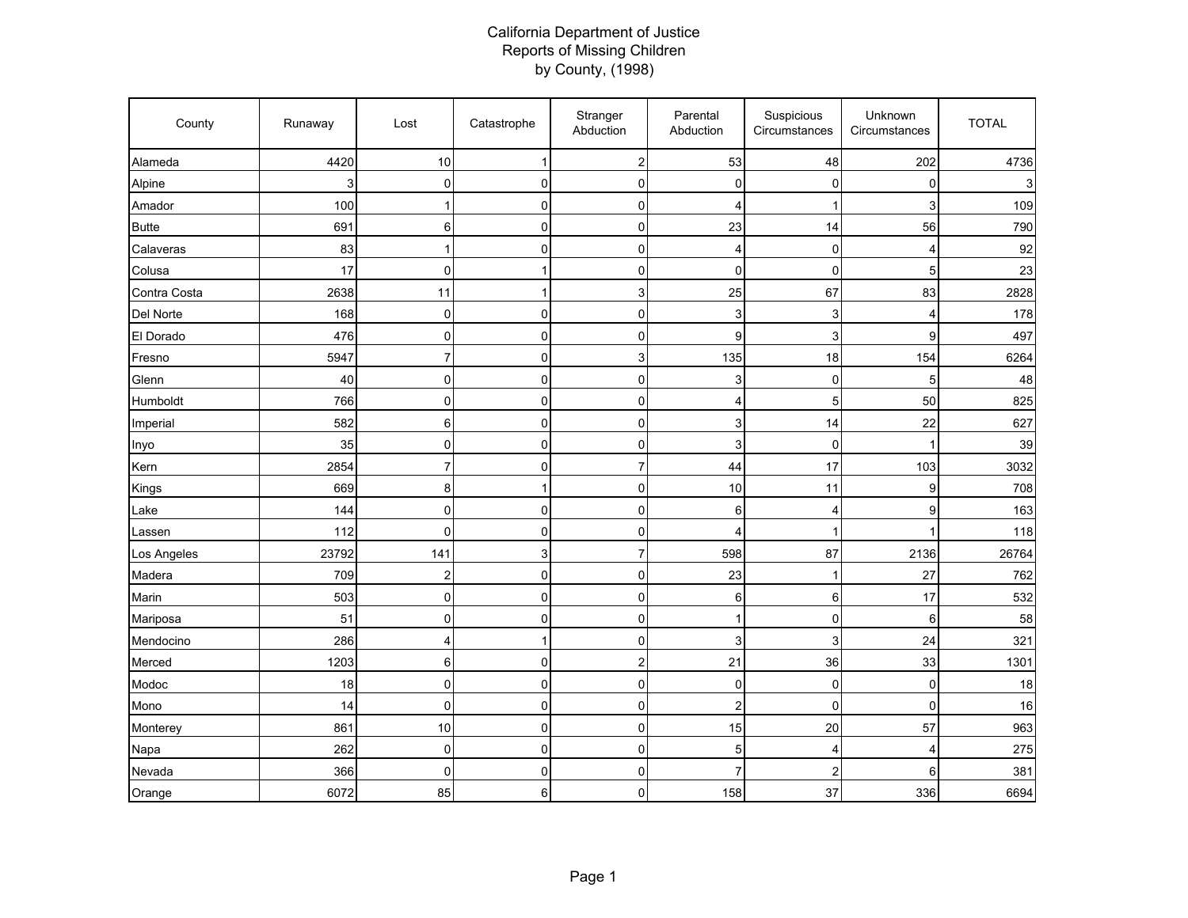# California Department of Justice
## Reports of Missing Children
## by County, (1998)

| County | Runaway | Lost | Catastrophe | Stranger Abduction | Parental Abduction | Suspicious Circumstances | Unknown Circumstances | TOTAL |
|---|---|---|---|---|---|---|---|---|
| Alameda | 4420 | 10 | 1 | 2 | 53 | 48 | 202 | 4736 |
| Alpine | 3 | 0 | 0 | 0 | 0 | 0 | 0 | 3 |
| Amador | 100 | 1 | 0 | 0 | 4 | 1 | 3 | 109 |
| Butte | 691 | 6 | 0 | 0 | 23 | 14 | 56 | 790 |
| Calaveras | 83 | 1 | 0 | 0 | 4 | 0 | 4 | 92 |
| Colusa | 17 | 0 | 1 | 0 | 0 | 0 | 5 | 23 |
| Contra Costa | 2638 | 11 | 1 | 3 | 25 | 67 | 83 | 2828 |
| Del Norte | 168 | 0 | 0 | 0 | 3 | 3 | 4 | 178 |
| El Dorado | 476 | 0 | 0 | 0 | 9 | 3 | 9 | 497 |
| Fresno | 5947 | 7 | 0 | 3 | 135 | 18 | 154 | 6264 |
| Glenn | 40 | 0 | 0 | 0 | 3 | 0 | 5 | 48 |
| Humboldt | 766 | 0 | 0 | 0 | 4 | 5 | 50 | 825 |
| Imperial | 582 | 6 | 0 | 0 | 3 | 14 | 22 | 627 |
| Inyo | 35 | 0 | 0 | 0 | 3 | 0 | 1 | 39 |
| Kern | 2854 | 7 | 0 | 7 | 44 | 17 | 103 | 3032 |
| Kings | 669 | 8 | 1 | 0 | 10 | 11 | 9 | 708 |
| Lake | 144 | 0 | 0 | 0 | 6 | 4 | 9 | 163 |
| Lassen | 112 | 0 | 0 | 0 | 4 | 1 | 1 | 118 |
| Los Angeles | 23792 | 141 | 3 | 7 | 598 | 87 | 2136 | 26764 |
| Madera | 709 | 2 | 0 | 0 | 23 | 1 | 27 | 762 |
| Marin | 503 | 0 | 0 | 0 | 6 | 6 | 17 | 532 |
| Mariposa | 51 | 0 | 0 | 0 | 1 | 0 | 6 | 58 |
| Mendocino | 286 | 4 | 1 | 0 | 3 | 3 | 24 | 321 |
| Merced | 1203 | 6 | 0 | 2 | 21 | 36 | 33 | 1301 |
| Modoc | 18 | 0 | 0 | 0 | 0 | 0 | 0 | 18 |
| Mono | 14 | 0 | 0 | 0 | 2 | 0 | 0 | 16 |
| Monterey | 861 | 10 | 0 | 0 | 15 | 20 | 57 | 963 |
| Napa | 262 | 0 | 0 | 0 | 5 | 4 | 4 | 275 |
| Nevada | 366 | 0 | 0 | 0 | 7 | 2 | 6 | 381 |
| Orange | 6072 | 85 | 6 | 0 | 158 | 37 | 336 | 6694 |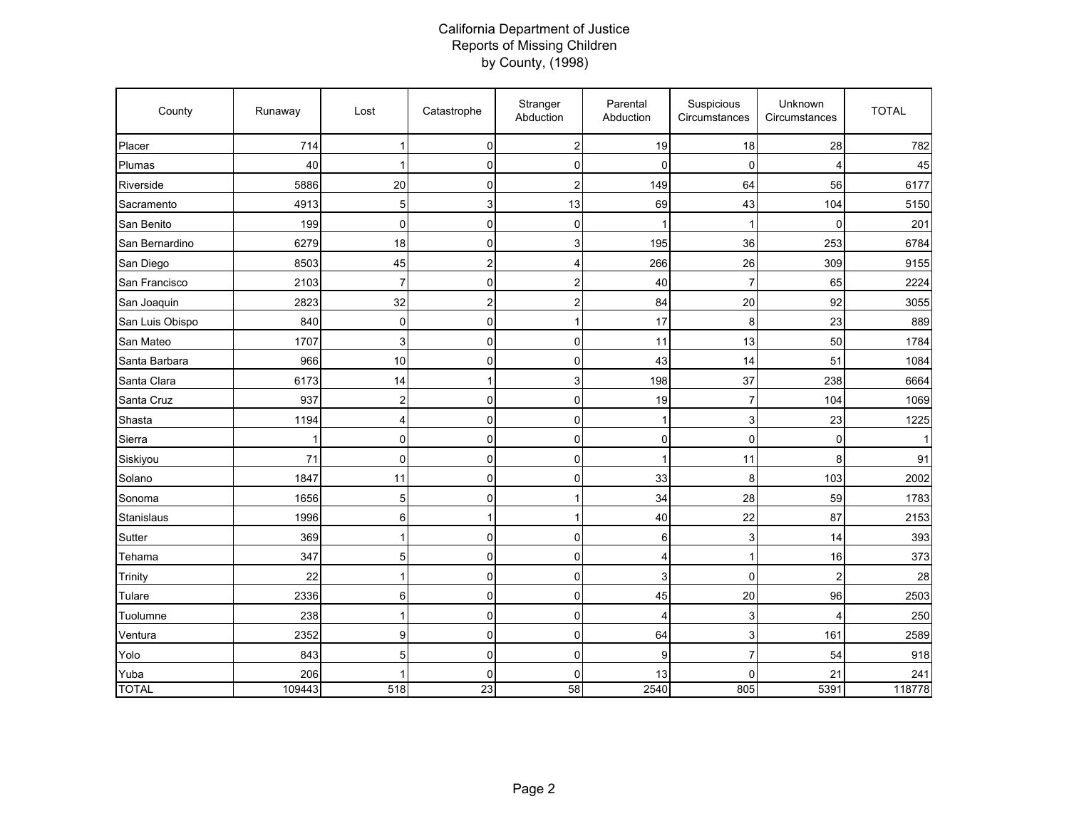# California Department of Justice
## Reports of Missing Children
## by County, (1998)

| County | Runaway | Lost | Catastrophe | Stranger Abduction | Parental Abduction | Suspicious Circumstances | Unknown Circumstances | TOTAL |
|---|---|---|---|---|---|---|---|---|
| Placer | 714 | 1 | 0 | 2 | 19 | 18 | 28 | 782 |
| Plumas | 40 | 1 | 0 | 0 | 0 | 0 | 4 | 45 |
| Riverside | 5886 | 20 | 0 | 2 | 149 | 64 | 56 | 6177 |
| Sacramento | 4913 | 5 | 3 | 13 | 69 | 43 | 104 | 5150 |
| San Benito | 199 | 0 | 0 | 0 | 1 | 1 | 0 | 201 |
| San Bernardino | 6279 | 18 | 0 | 3 | 195 | 36 | 253 | 6784 |
| San Diego | 8503 | 45 | 2 | 4 | 266 | 26 | 309 | 9155 |
| San Francisco | 2103 | 7 | 0 | 2 | 40 | 7 | 65 | 2224 |
| San Joaquin | 2823 | 32 | 2 | 2 | 84 | 20 | 92 | 3055 |
| San Luis Obispo | 840 | 0 | 0 | 1 | 17 | 8 | 23 | 889 |
| San Mateo | 1707 | 3 | 0 | 0 | 11 | 13 | 50 | 1784 |
| Santa Barbara | 966 | 10 | 0 | 0 | 43 | 14 | 51 | 1084 |
| Santa Clara | 6173 | 14 | 1 | 3 | 198 | 37 | 238 | 6664 |
| Santa Cruz | 937 | 2 | 0 | 0 | 19 | 7 | 104 | 1069 |
| Shasta | 1194 | 4 | 0 | 0 | 1 | 3 | 23 | 1225 |
| Sierra | 1 | 0 | 0 | 0 | 0 | 0 | 0 | 1 |
| Siskiyou | 71 | 0 | 0 | 0 | 1 | 11 | 8 | 91 |
| Solano | 1847 | 11 | 0 | 0 | 33 | 8 | 103 | 2002 |
| Sonoma | 1656 | 5 | 0 | 1 | 34 | 28 | 59 | 1783 |
| Stanislaus | 1996 | 6 | 1 | 1 | 40 | 22 | 87 | 2153 |
| Sutter | 369 | 1 | 0 | 0 | 6 | 3 | 14 | 393 |
| Tehama | 347 | 5 | 0 | 0 | 4 | 1 | 16 | 373 |
| Trinity | 22 | 1 | 0 | 0 | 3 | 0 | 2 | 28 |
| Tulare | 2336 | 6 | 0 | 0 | 45 | 20 | 96 | 2503 |
| Tuolumne | 238 | 1 | 0 | 0 | 4 | 3 | 4 | 250 |
| Ventura | 2352 | 9 | 0 | 0 | 64 | 3 | 161 | 2589 |
| Yolo | 843 | 5 | 0 | 0 | 9 | 7 | 54 | 918 |
| Yuba | 206 | 1 | 0 | 0 | 13 | 0 | 21 | 241 |
| TOTAL | 109443 | 518 | 23 | 58 | 2540 | 805 | 5391 | 118778 |